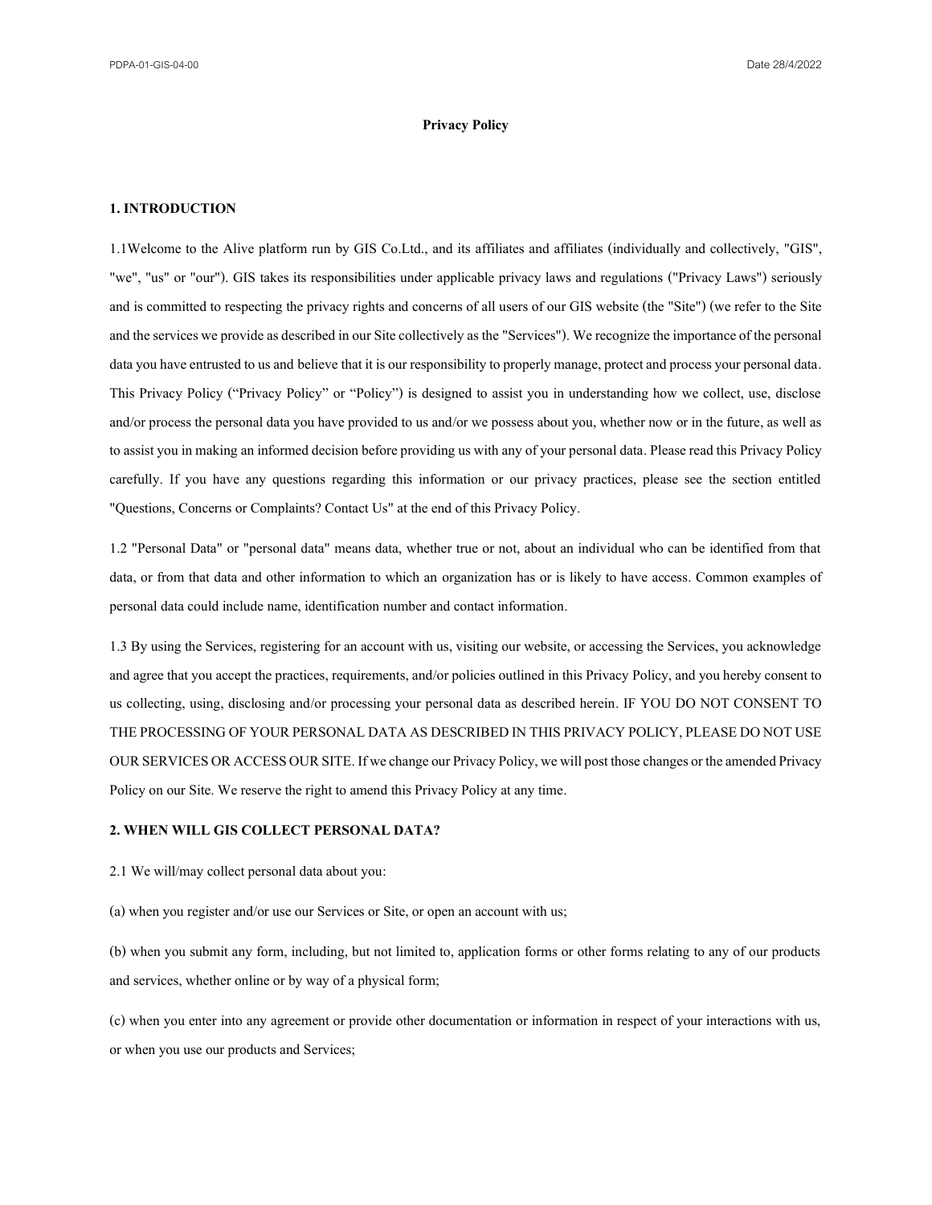# Privacy Policy

## 1. INTRODUCTION

1.1Welcome to the Alive platform run by GIS Co.Ltd., and its affiliates and affiliates (individually and collectively, "GIS", "we", "us" or "our"). GIS takes its responsibilities under applicable privacy laws and regulations ("Privacy Laws") seriously and is committed to respecting the privacy rights and concerns of all users of our GIS website (the "Site") (we refer to the Site and the services we provide as described in our Site collectively as the "Services"). We recognize the importance of the personal data you have entrusted to us and believe that it is our responsibility to properly manage, protect and process your personal data. This Privacy Policy ("Privacy Policy" or "Policy") is designed to assist you in understanding how we collect, use, disclose and/or process the personal data you have provided to us and/or we possess about you, whether now or in the future, as well as to assist you in making an informed decision before providing us with any of your personal data. Please read this Privacy Policy carefully. If you have any questions regarding this information or our privacy practices, please see the section entitled "Questions, Concerns or Complaints? Contact Us" at the end of this Privacy Policy.

1.2 "Personal Data" or "personal data" means data, whether true or not, about an individual who can be identified from that data, or from that data and other information to which an organization has or is likely to have access. Common examples of personal data could include name, identification number and contact information.

1.3 By using the Services, registering for an account with us, visiting our website, or accessing the Services, you acknowledge and agree that you accept the practices, requirements, and/or policies outlined in this Privacy Policy, and you hereby consent to us collecting, using, disclosing and/or processing your personal data as described herein. IF YOU DO NOT CONSENT TO THE PROCESSING OF YOUR PERSONAL DATA AS DESCRIBED IN THIS PRIVACY POLICY, PLEASE DO NOT USE OUR SERVICES OR ACCESS OUR SITE. If we change our Privacy Policy, we will post those changes or the amended Privacy Policy on our Site. We reserve the right to amend this Privacy Policy at any time.

## 2. WHEN WILL GIS COLLECT PERSONAL DATA?

2.1 We will/may collect personal data about you:

(a) when you register and/or use our Services or Site, or open an account with us;

(b) when you submit any form, including, but not limited to, application forms or other forms relating to any of our products and services, whether online or by way of a physical form;

(c) when you enter into any agreement or provide other documentation or information in respect of your interactions with us, or when you use our products and Services;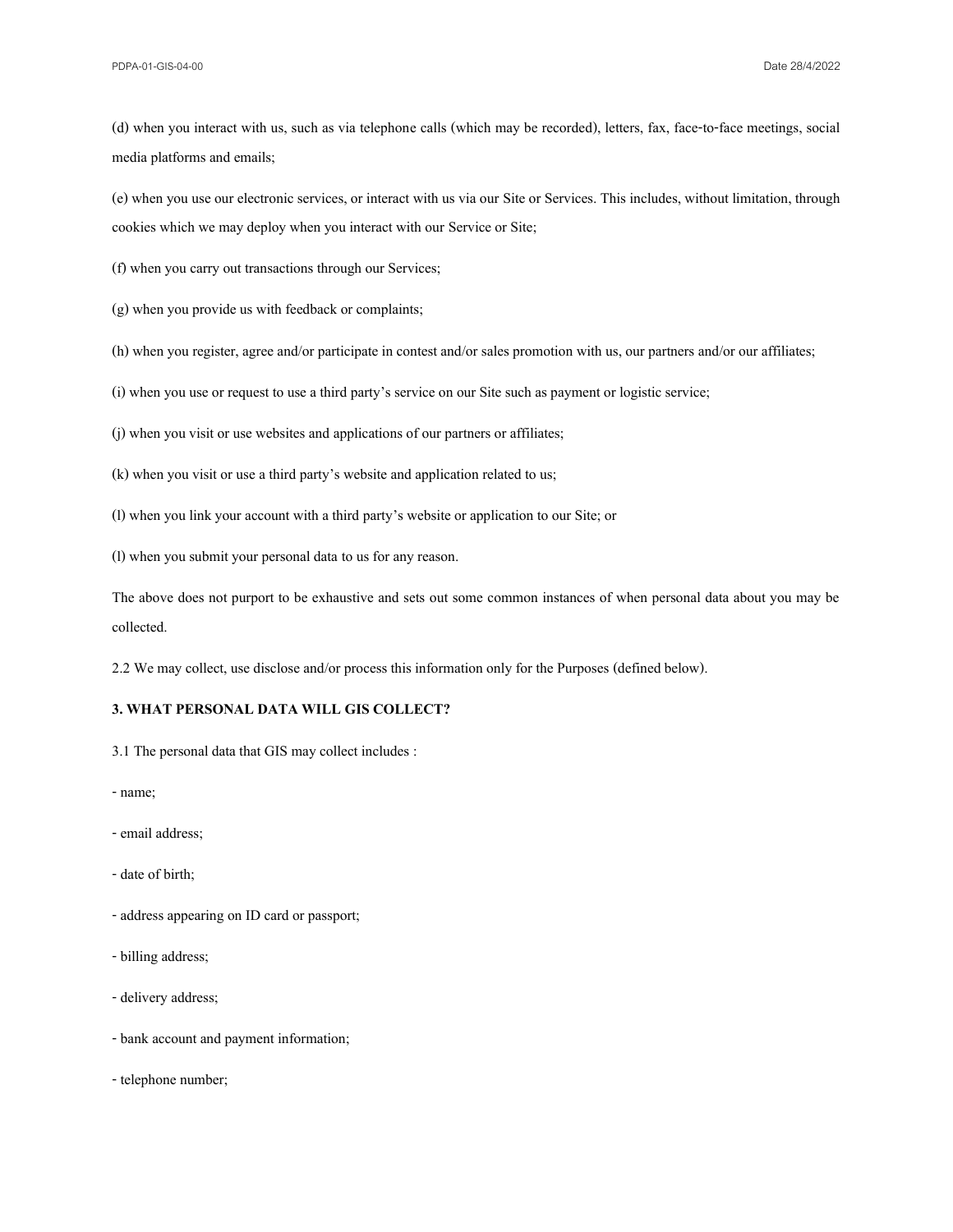(d) when you interact with us, such as via telephone calls (which may be recorded), letters, fax, face-to-face meetings, social media platforms and emails;

(e) when you use our electronic services, or interact with us via our Site or Services. This includes, without limitation, through cookies which we may deploy when you interact with our Service or Site;

(f) when you carry out transactions through our Services;

(g) when you provide us with feedback or complaints;

(h) when you register, agree and/or participate in contest and/or sales promotion with us, our partners and/or our affiliates;

(i) when you use or request to use a third party's service on our Site such as payment or logistic service;

(j) when you visit or use websites and applications of our partners or affiliates;

(k) when you visit or use a third party's website and application related to us;

(l) when you link your account with a third party's website or application to our Site; or

(l) when you submit your personal data to us for any reason.

The above does not purport to be exhaustive and sets out some common instances of when personal data about you may be collected.

2.2 We may collect, use disclose and/or process this information only for the Purposes (defined below).

**3. WHAT PERSONAL DATA WILL GIS COLLECT?**

3.1 The personal data that GIS may collect includes :

- name;
- email address;
- date of birth;
- address appearing on ID card or passport;
- billing address;
- delivery address;
- bank account and payment information;
- telephone number;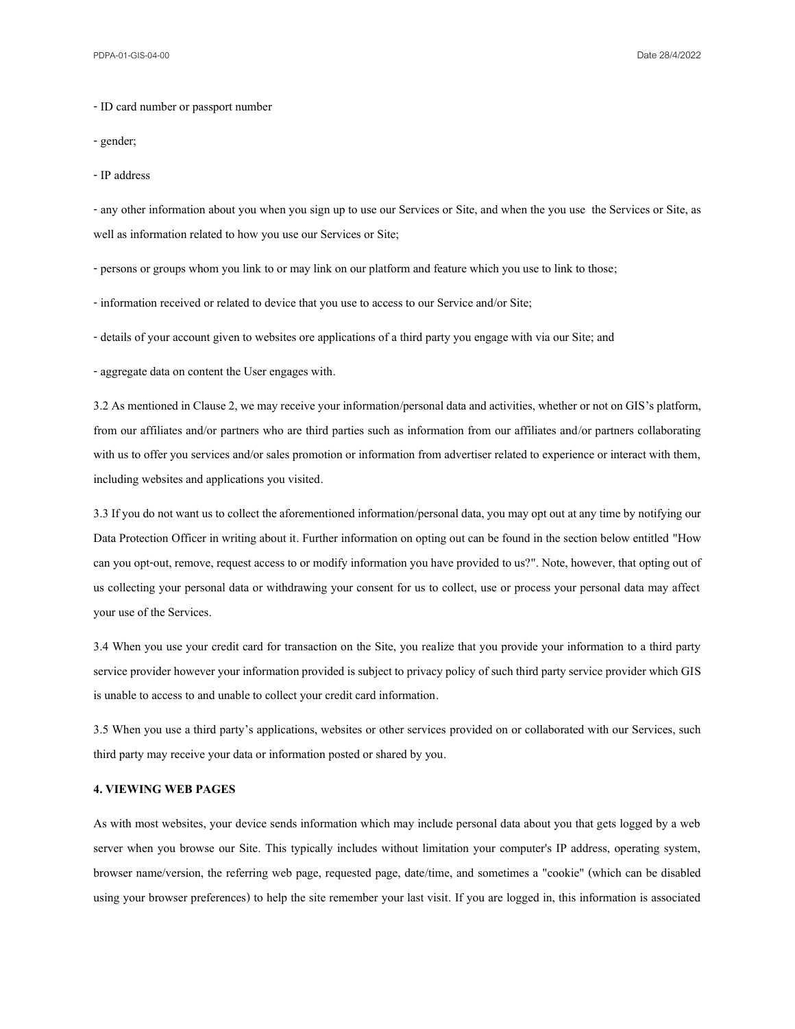- ID card number or passport number

- gender;

- IP address

- any other information about you when you sign up to use our Services or Site, and when the you use the Services or Site, as well as information related to how you use our Services or Site;

- persons or groups whom you link to or may link on our platform and feature which you use to link to those;

- information received or related to device that you use to access to our Service and/or Site;

- details of your account given to websites ore applications of a third party you engage with via our Site; and

- aggregate data on content the User engages with.

3.2 As mentioned in Clause 2, we may receive your information/personal data and activities, whether or not on GIS's platform, from our affiliates and/or partners who are third parties such as information from our affiliates and/or partners collaborating with us to offer you services and/or sales promotion or information from advertiser related to experience or interact with them, including websites and applications you visited.

3.3 If you do not want us to collect the aforementioned information/personal data, you may opt out at any time by notifying our Data Protection Officer in writing about it. Further information on opting out can be found in the section below entitled "How can you opt-out, remove, request access to or modify information you have provided to us?". Note, however, that opting out of us collecting your personal data or withdrawing your consent for us to collect, use or process your personal data may affect your use of the Services.

3.4 When you use your credit card for transaction on the Site, you realize that you provide your information to a third party service provider however your information provided is subject to privacy policy of such third party service provider which GIS is unable to access to and unable to collect your credit card information.

3.5 When you use a third party's applications, websites or other services provided on or collaborated with our Services, such third party may receive your data or information posted or shared by you.

**4. VIEWING WEB PAGES**

As with most websites, your device sends information which may include personal data about you that gets logged by a web server when you browse our Site. This typically includes without limitation your computer's IP address, operating system, browser name/version, the referring web page, requested page, date/time, and sometimes a "cookie" (which can be disabled using your browser preferences) to help the site remember your last visit. If you are logged in, this information is associated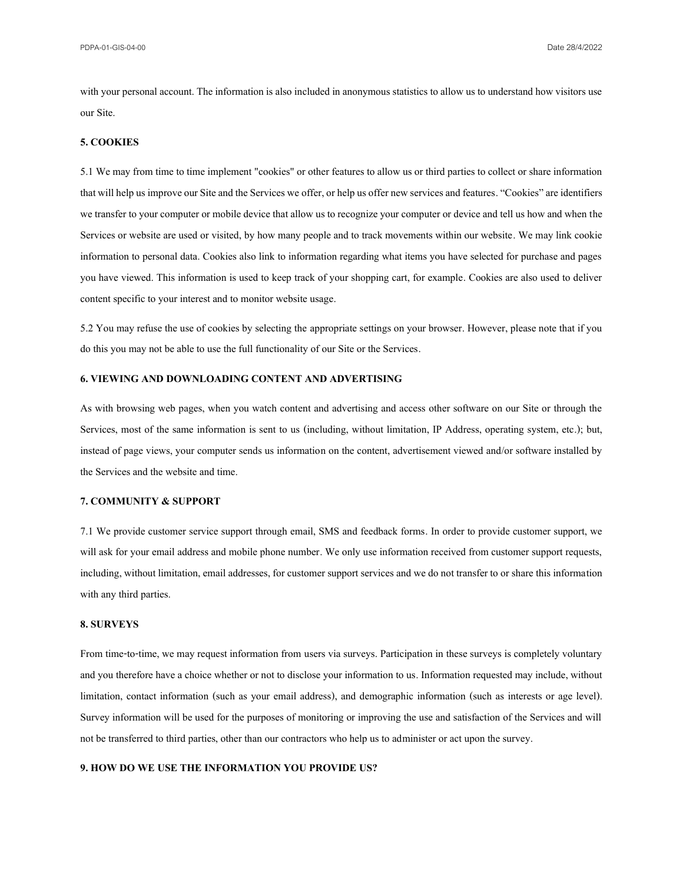with your personal account. The information is also included in anonymous statistics to allow us to understand how visitors use our Site.

## 5. COOKIES

5.1 We may from time to time implement "cookies" or other features to allow us or third parties to collect or share information that will help us improve our Site and the Services we offer, or help us offer new services and features. "Cookies" are identifiers we transfer to your computer or mobile device that allow us to recognize your computer or device and tell us how and when the Services or website are used or visited, by how many people and to track movements within our website. We may link cookie information to personal data. Cookies also link to information regarding what items you have selected for purchase and pages you have viewed. This information is used to keep track of your shopping cart, for example. Cookies are also used to deliver content specific to your interest and to monitor website usage.

5.2 You may refuse the use of cookies by selecting the appropriate settings on your browser. However, please note that if you do this you may not be able to use the full functionality of our Site or the Services.

## 6. VIEWING AND DOWNLOADING CONTENT AND ADVERTISING

As with browsing web pages, when you watch content and advertising and access other software on our Site or through the Services, most of the same information is sent to us (including, without limitation, IP Address, operating system, etc.); but, instead of page views, your computer sends us information on the content, advertisement viewed and/or software installed by the Services and the website and time.

## 7. COMMUNITY & SUPPORT

7.1 We provide customer service support through email, SMS and feedback forms. In order to provide customer support, we will ask for your email address and mobile phone number. We only use information received from customer support requests, including, without limitation, email addresses, for customer support services and we do not transfer to or share this information with any third parties.

## 8. SURVEYS

From time-to-time, we may request information from users via surveys. Participation in these surveys is completely voluntary and you therefore have a choice whether or not to disclose your information to us. Information requested may include, without limitation, contact information (such as your email address), and demographic information (such as interests or age level). Survey information will be used for the purposes of monitoring or improving the use and satisfaction of the Services and will not be transferred to third parties, other than our contractors who help us to administer or act upon the survey.

## 9. HOW DO WE USE THE INFORMATION YOU PROVIDE US?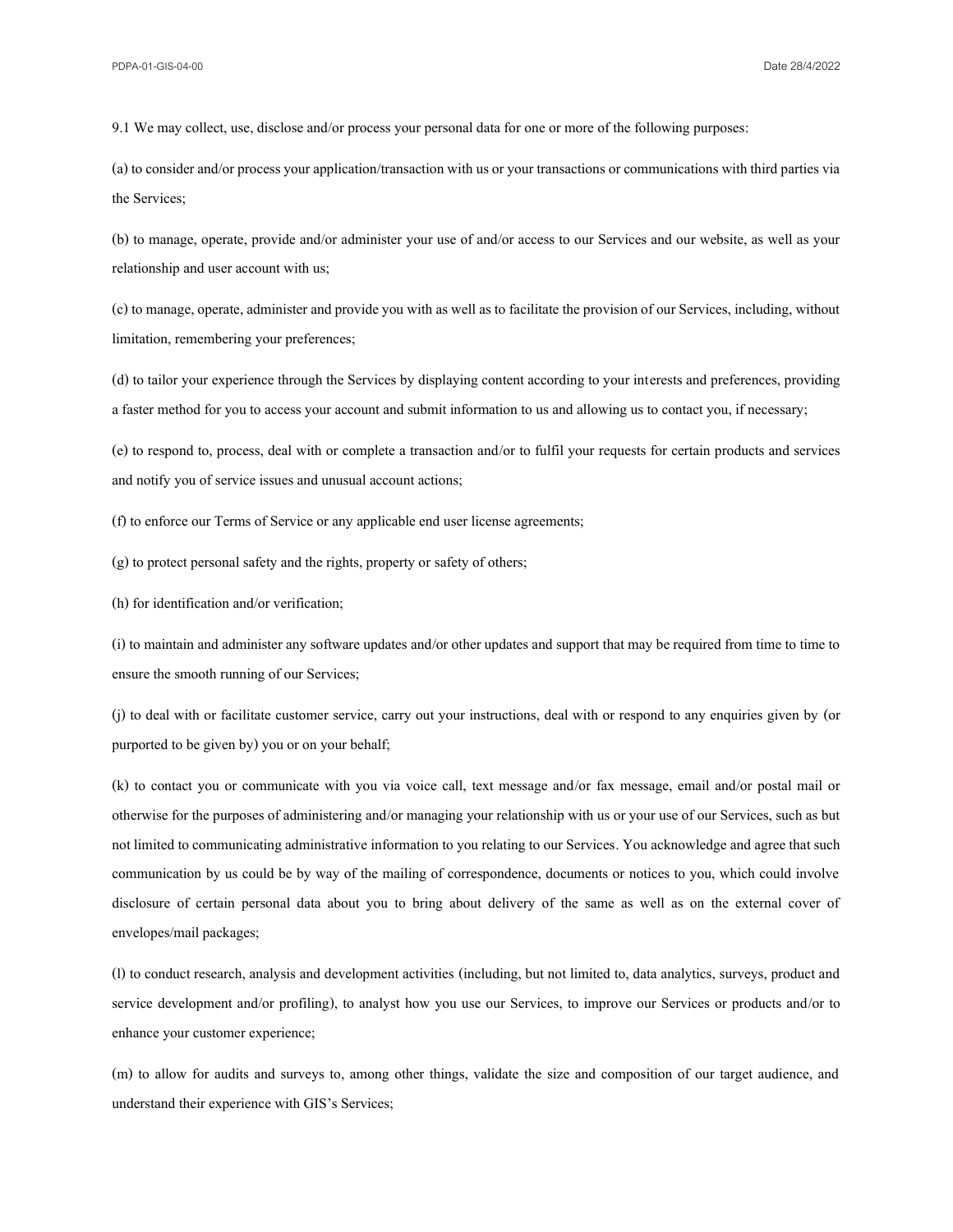9.1 We may collect, use, disclose and/or process your personal data for one or more of the following purposes:

(a) to consider and/or process your application/transaction with us or your transactions or communications with third parties via the Services;

(b) to manage, operate, provide and/or administer your use of and/or access to our Services and our website, as well as your relationship and user account with us;

(c) to manage, operate, administer and provide you with as well as to facilitate the provision of our Services, including, without limitation, remembering your preferences;

(d) to tailor your experience through the Services by displaying content according to your interests and preferences, providing a faster method for you to access your account and submit information to us and allowing us to contact you, if necessary;

(e) to respond to, process, deal with or complete a transaction and/or to fulfil your requests for certain products and services and notify you of service issues and unusual account actions;

(f) to enforce our Terms of Service or any applicable end user license agreements;

(g) to protect personal safety and the rights, property or safety of others;

(h) for identification and/or verification;

(i) to maintain and administer any software updates and/or other updates and support that may be required from time to time to ensure the smooth running of our Services;

(j) to deal with or facilitate customer service, carry out your instructions, deal with or respond to any enquiries given by (or purported to be given by) you or on your behalf;

(k) to contact you or communicate with you via voice call, text message and/or fax message, email and/or postal mail or otherwise for the purposes of administering and/or managing your relationship with us or your use of our Services, such as but not limited to communicating administrative information to you relating to our Services. You acknowledge and agree that such communication by us could be by way of the mailing of correspondence, documents or notices to you, which could involve disclosure of certain personal data about you to bring about delivery of the same as well as on the external cover of envelopes/mail packages;

(l) to conduct research, analysis and development activities (including, but not limited to, data analytics, surveys, product and service development and/or profiling), to analyst how you use our Services, to improve our Services or products and/or to enhance your customer experience;

(m) to allow for audits and surveys to, among other things, validate the size and composition of our target audience, and understand their experience with GIS's Services;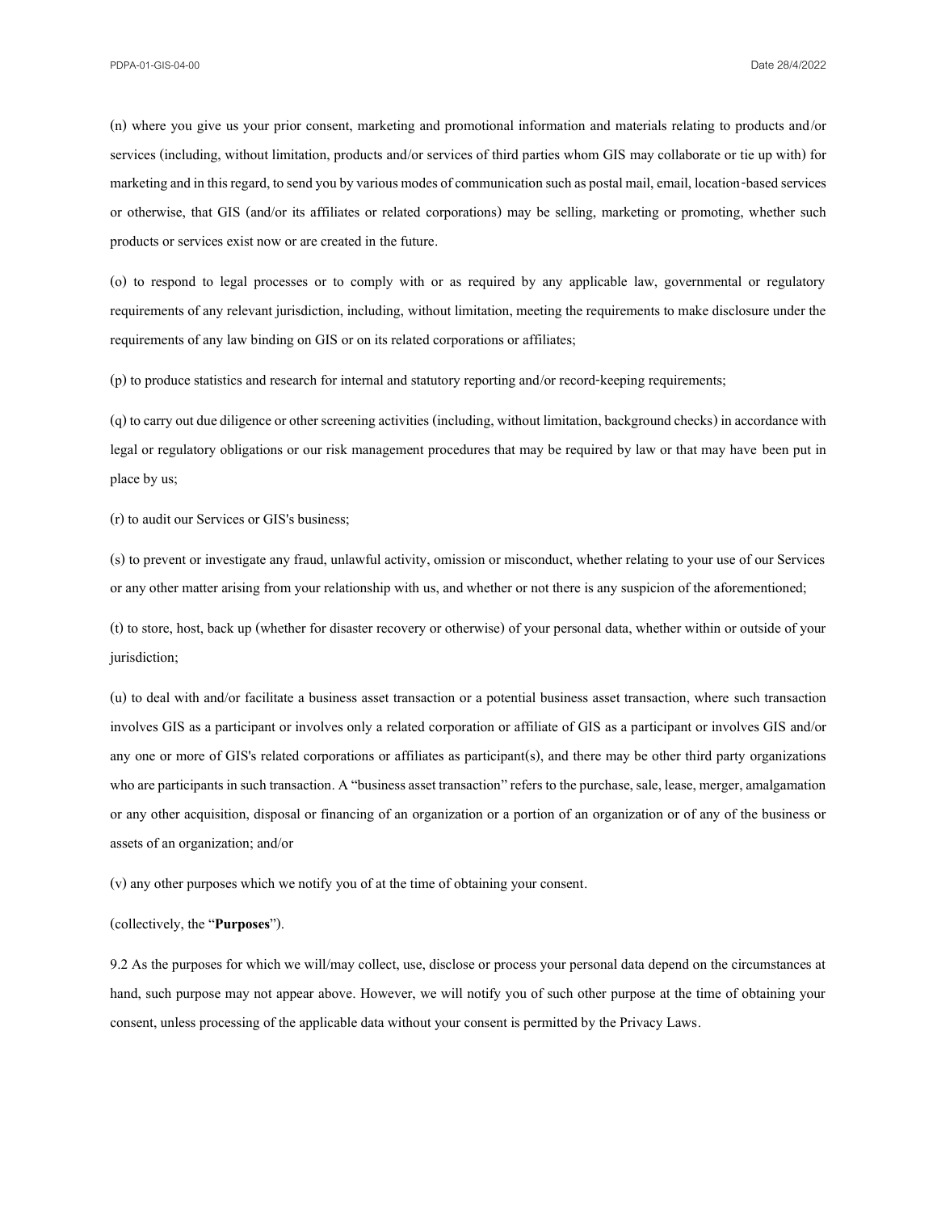(n) where you give us your prior consent, marketing and promotional information and materials relating to products and/or services (including, without limitation, products and/or services of third parties whom GIS may collaborate or tie up with) for marketing and in this regard, to send you by various modes of communication such as postal mail, email, location-based services or otherwise, that GIS (and/or its affiliates or related corporations) may be selling, marketing or promoting, whether such products or services exist now or are created in the future.

(o) to respond to legal processes or to comply with or as required by any applicable law, governmental or regulatory requirements of any relevant jurisdiction, including, without limitation, meeting the requirements to make disclosure under the requirements of any law binding on GIS or on its related corporations or affiliates;

(p) to produce statistics and research for internal and statutory reporting and/or record-keeping requirements;

(q) to carry out due diligence or other screening activities (including, without limitation, background checks) in accordance with legal or regulatory obligations or our risk management procedures that may be required by law or that may have been put in place by us;

(r) to audit our Services or GIS's business;

(s) to prevent or investigate any fraud, unlawful activity, omission or misconduct, whether relating to your use of our Services or any other matter arising from your relationship with us, and whether or not there is any suspicion of the aforementioned;

(t) to store, host, back up (whether for disaster recovery or otherwise) of your personal data, whether within or outside of your jurisdiction;

(u) to deal with and/or facilitate a business asset transaction or a potential business asset transaction, where such transaction involves GIS as a participant or involves only a related corporation or affiliate of GIS as a participant or involves GIS and/or any one or more of GIS's related corporations or affiliates as participant(s), and there may be other third party organizations who are participants in such transaction. A "business asset transaction" refers to the purchase, sale, lease, merger, amalgamation or any other acquisition, disposal or financing of an organization or a portion of an organization or of any of the business or assets of an organization; and/or

(v) any other purposes which we notify you of at the time of obtaining your consent.

(collectively, the "**Purposes**").

9.2 As the purposes for which we will/may collect, use, disclose or process your personal data depend on the circumstances at hand, such purpose may not appear above. However, we will notify you of such other purpose at the time of obtaining your consent, unless processing of the applicable data without your consent is permitted by the Privacy Laws.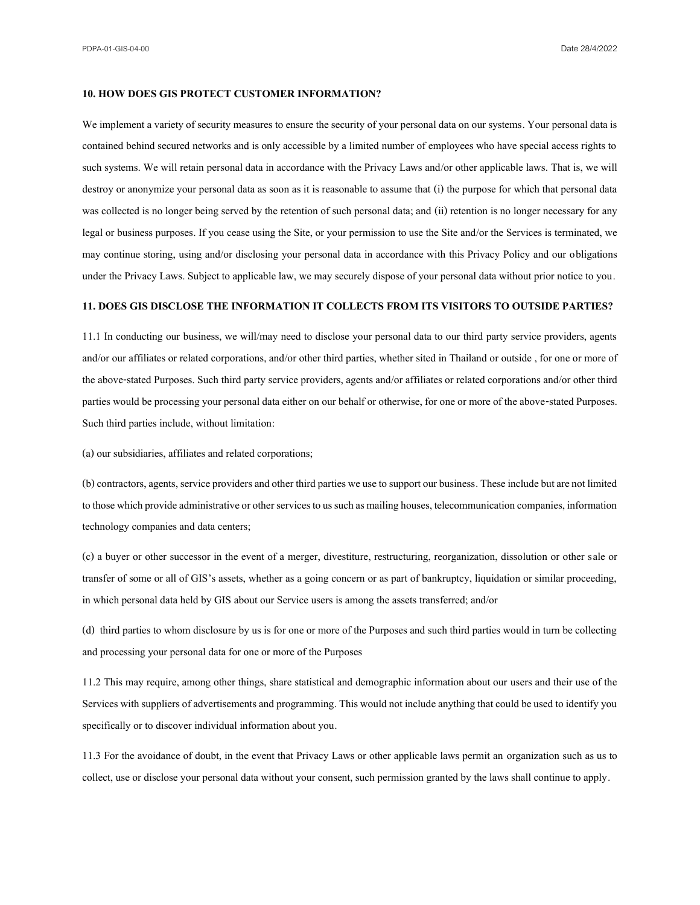## 10. HOW DOES GIS PROTECT CUSTOMER INFORMATION?

We implement a variety of security measures to ensure the security of your personal data on our systems. Your personal data is contained behind secured networks and is only accessible by a limited number of employees who have special access rights to such systems. We will retain personal data in accordance with the Privacy Laws and/or other applicable laws. That is, we will destroy or anonymize your personal data as soon as it is reasonable to assume that (i) the purpose for which that personal data was collected is no longer being served by the retention of such personal data; and (ii) retention is no longer necessary for any legal or business purposes. If you cease using the Site, or your permission to use the Site and/or the Services is terminated, we may continue storing, using and/or disclosing your personal data in accordance with this Privacy Policy and our obligations under the Privacy Laws. Subject to applicable law, we may securely dispose of your personal data without prior notice to you.

## 11. DOES GIS DISCLOSE THE INFORMATION IT COLLECTS FROM ITS VISITORS TO OUTSIDE PARTIES?

11.1 In conducting our business, we will/may need to disclose your personal data to our third party service providers, agents and/or our affiliates or related corporations, and/or other third parties, whether sited in Thailand or outside , for one or more of the above-stated Purposes. Such third party service providers, agents and/or affiliates or related corporations and/or other third parties would be processing your personal data either on our behalf or otherwise, for one or more of the above-stated Purposes. Such third parties include, without limitation:

(a) our subsidiaries, affiliates and related corporations;

(b) contractors, agents, service providers and other third parties we use to support our business. These include but are not limited to those which provide administrative or other services to us such as mailing houses, telecommunication companies, information technology companies and data centers;

(c) a buyer or other successor in the event of a merger, divestiture, restructuring, reorganization, dissolution or other sale or transfer of some or all of GIS's assets, whether as a going concern or as part of bankruptcy, liquidation or similar proceeding, in which personal data held by GIS about our Service users is among the assets transferred; and/or

(d) third parties to whom disclosure by us is for one or more of the Purposes and such third parties would in turn be collecting and processing your personal data for one or more of the Purposes

11.2 This may require, among other things, share statistical and demographic information about our users and their use of the Services with suppliers of advertisements and programming. This would not include anything that could be used to identify you specifically or to discover individual information about you.

11.3 For the avoidance of doubt, in the event that Privacy Laws or other applicable laws permit an organization such as us to collect, use or disclose your personal data without your consent, such permission granted by the laws shall continue to apply.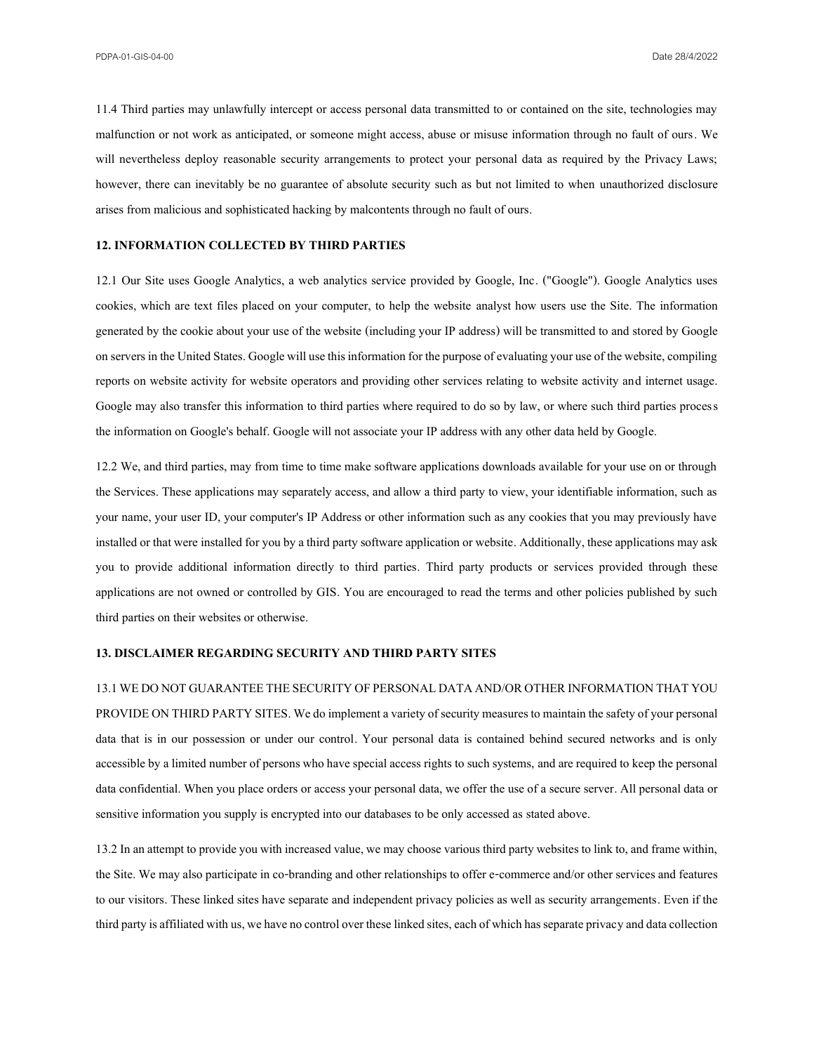11.4 Third parties may unlawfully intercept or access personal data transmitted to or contained on the site, technologies may malfunction or not work as anticipated, or someone might access, abuse or misuse information through no fault of ours. We will nevertheless deploy reasonable security arrangements to protect your personal data as required by the Privacy Laws; however, there can inevitably be no guarantee of absolute security such as but not limited to when unauthorized disclosure arises from malicious and sophisticated hacking by malcontents through no fault of ours.

## 12. INFORMATION COLLECTED BY THIRD PARTIES

12.1 Our Site uses Google Analytics, a web analytics service provided by Google, Inc. ("Google"). Google Analytics uses cookies, which are text files placed on your computer, to help the website analyst how users use the Site. The information generated by the cookie about your use of the website (including your IP address) will be transmitted to and stored by Google on servers in the United States. Google will use this information for the purpose of evaluating your use of the website, compiling reports on website activity for website operators and providing other services relating to website activity and internet usage. Google may also transfer this information to third parties where required to do so by law, or where such third parties process the information on Google's behalf. Google will not associate your IP address with any other data held by Google.

12.2 We, and third parties, may from time to time make software applications downloads available for your use on or through the Services. These applications may separately access, and allow a third party to view, your identifiable information, such as your name, your user ID, your computer's IP Address or other information such as any cookies that you may previously have installed or that were installed for you by a third party software application or website. Additionally, these applications may ask you to provide additional information directly to third parties. Third party products or services provided through these applications are not owned or controlled by GIS. You are encouraged to read the terms and other policies published by such third parties on their websites or otherwise.

## 13. DISCLAIMER REGARDING SECURITY AND THIRD PARTY SITES

13.1 WE DO NOT GUARANTEE THE SECURITY OF PERSONAL DATA AND/OR OTHER INFORMATION THAT YOU PROVIDE ON THIRD PARTY SITES. We do implement a variety of security measures to maintain the safety of your personal data that is in our possession or under our control. Your personal data is contained behind secured networks and is only accessible by a limited number of persons who have special access rights to such systems, and are required to keep the personal data confidential. When you place orders or access your personal data, we offer the use of a secure server. All personal data or sensitive information you supply is encrypted into our databases to be only accessed as stated above.

13.2 In an attempt to provide you with increased value, we may choose various third party websites to link to, and frame within, the Site. We may also participate in co-branding and other relationships to offer e-commerce and/or other services and features to our visitors. These linked sites have separate and independent privacy policies as well as security arrangements. Even if the third party is affiliated with us, we have no control over these linked sites, each of which has separate privacy and data collection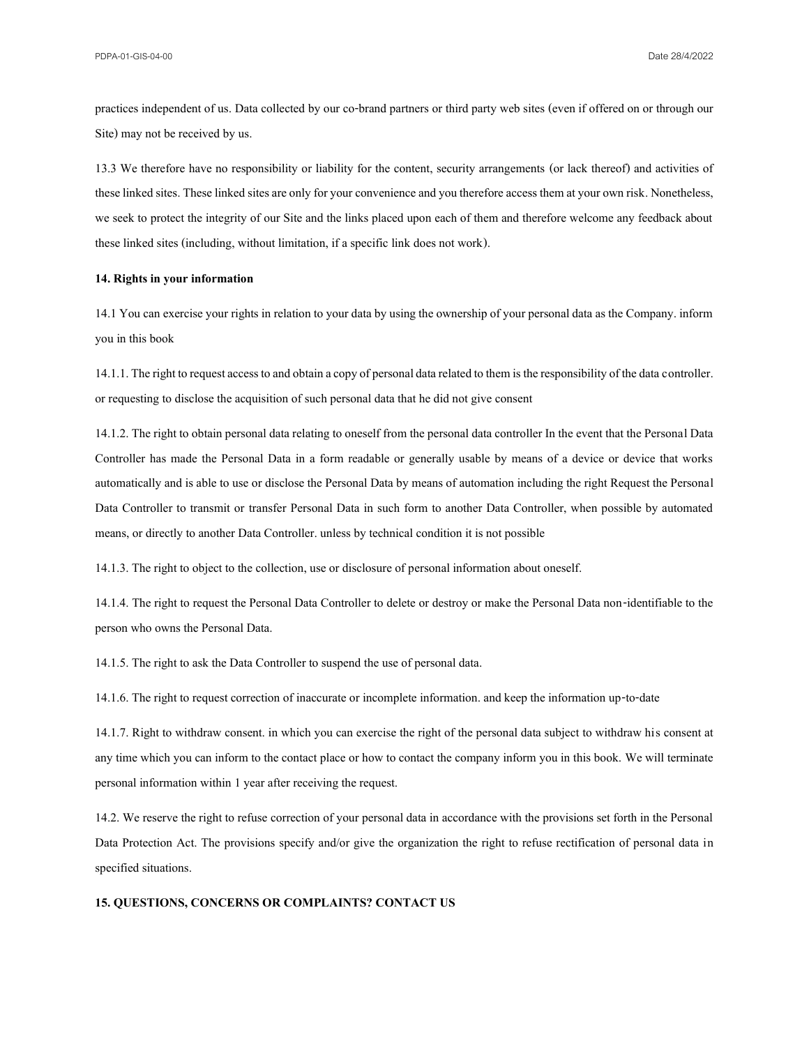practices independent of us. Data collected by our co-brand partners or third party web sites (even if offered on or through our Site) may not be received by us.

13.3 We therefore have no responsibility or liability for the content, security arrangements (or lack thereof) and activities of these linked sites. These linked sites are only for your convenience and you therefore access them at your own risk. Nonetheless, we seek to protect the integrity of our Site and the links placed upon each of them and therefore welcome any feedback about these linked sites (including, without limitation, if a specific link does not work).

**14. Rights in your information**

14.1 You can exercise your rights in relation to your data by using the ownership of your personal data as the Company. inform you in this book

14.1.1. The right to request access to and obtain a copy of personal data related to them is the responsibility of the data controller. or requesting to disclose the acquisition of such personal data that he did not give consent

14.1.2. The right to obtain personal data relating to oneself from the personal data controller In the event that the Personal Data Controller has made the Personal Data in a form readable or generally usable by means of a device or device that works automatically and is able to use or disclose the Personal Data by means of automation including the right Request the Personal Data Controller to transmit or transfer Personal Data in such form to another Data Controller, when possible by automated means, or directly to another Data Controller. unless by technical condition it is not possible

14.1.3. The right to object to the collection, use or disclosure of personal information about oneself.

14.1.4. The right to request the Personal Data Controller to delete or destroy or make the Personal Data non-identifiable to the person who owns the Personal Data.

14.1.5. The right to ask the Data Controller to suspend the use of personal data.

14.1.6. The right to request correction of inaccurate or incomplete information. and keep the information up-to-date

14.1.7. Right to withdraw consent. in which you can exercise the right of the personal data subject to withdraw his consent at any time which you can inform to the contact place or how to contact the company inform you in this book. We will terminate personal information within 1 year after receiving the request.

14.2. We reserve the right to refuse correction of your personal data in accordance with the provisions set forth in the Personal Data Protection Act. The provisions specify and/or give the organization the right to refuse rectification of personal data in specified situations.

**15. QUESTIONS, CONCERNS OR COMPLAINTS? CONTACT US**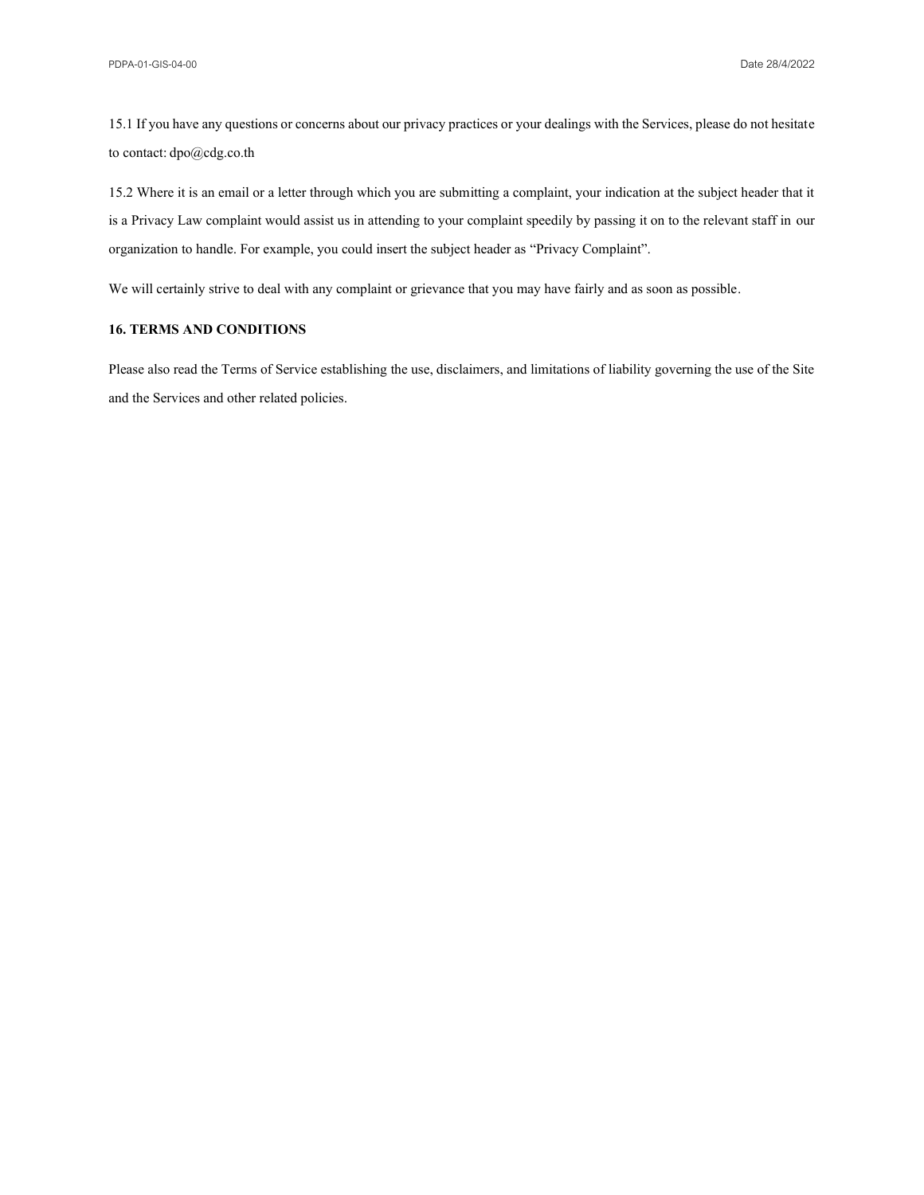15.1 If you have any questions or concerns about our privacy practices or your dealings with the Services, please do not hesitate to contact: dpo@cdg.co.th

15.2 Where it is an email or a letter through which you are submitting a complaint, your indication at the subject header that it is a Privacy Law complaint would assist us in attending to your complaint speedily by passing it on to the relevant staff in our organization to handle. For example, you could insert the subject header as "Privacy Complaint".

We will certainly strive to deal with any complaint or grievance that you may have fairly and as soon as possible.

**16. TERMS AND CONDITIONS**

Please also read the Terms of Service establishing the use, disclaimers, and limitations of liability governing the use of the Site and the Services and other related policies.